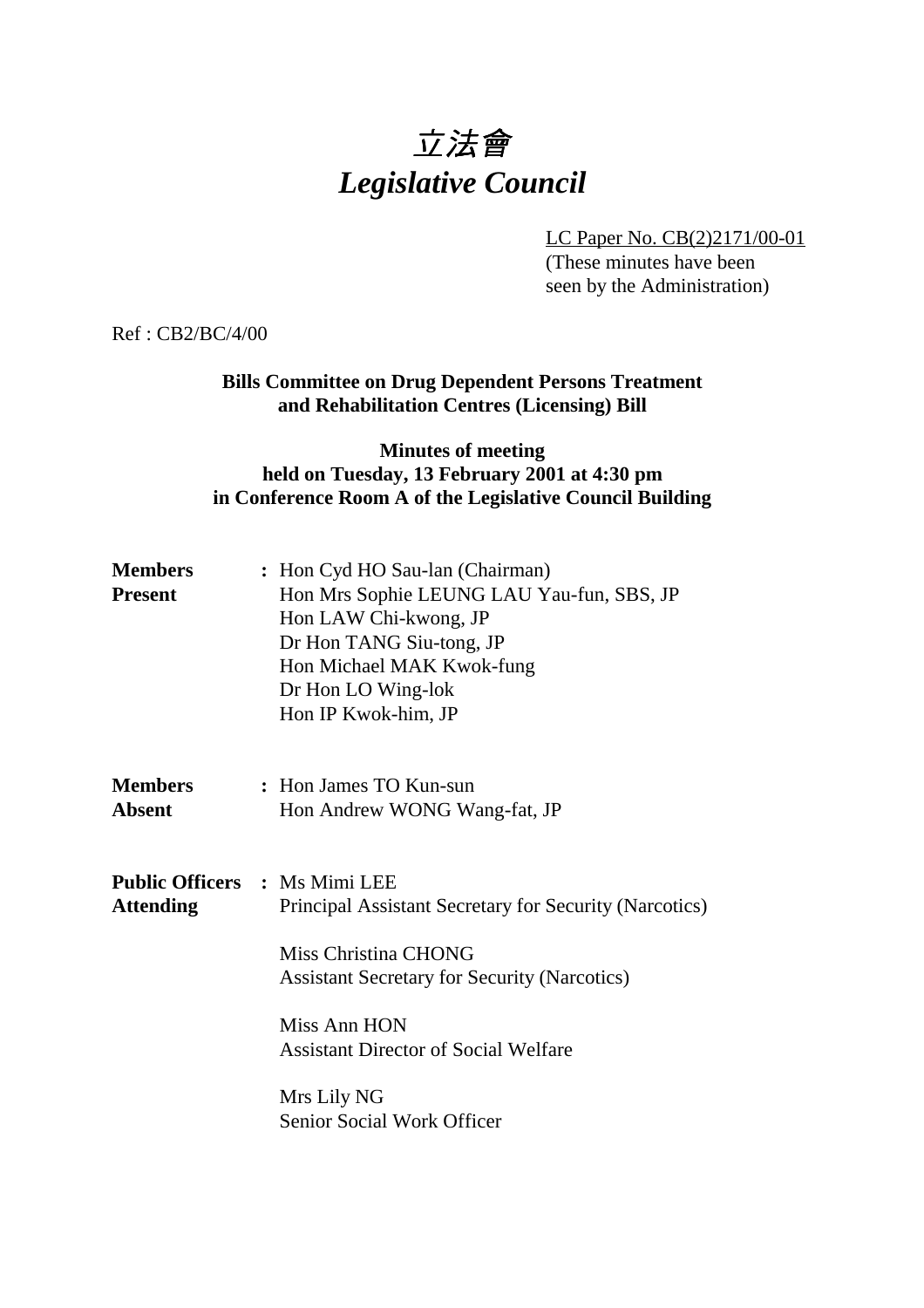# 立法會
# *Legislative Council*

LC Paper No. CB(2)2171/00-01
(These minutes have been seen by the Administration)

Ref : CB2/BC/4/00

**Bills Committee on Drug Dependent Persons Treatment and Rehabilitation Centres (Licensing) Bill**

**Minutes of meeting held on Tuesday, 13 February 2001 at 4:30 pm in Conference Room A of the Legislative Council Building**

**Members Present** :
Hon Cyd HO Sau-lan (Chairman)
Hon Mrs Sophie LEUNG LAU Yau-fun, SBS, JP
Hon LAW Chi-kwong, JP
Dr Hon TANG Siu-tong, JP
Hon Michael MAK Kwok-fung
Dr Hon LO Wing-lok
Hon IP Kwok-him, JP

**Members Absent** :
Hon James TO Kun-sun
Hon Andrew WONG Wang-fat, JP

**Public Officers Attending** :
Ms Mimi LEE
Principal Assistant Secretary for Security (Narcotics)

Miss Christina CHONG
Assistant Secretary for Security (Narcotics)

Miss Ann HON
Assistant Director of Social Welfare

Mrs Lily NG
Senior Social Work Officer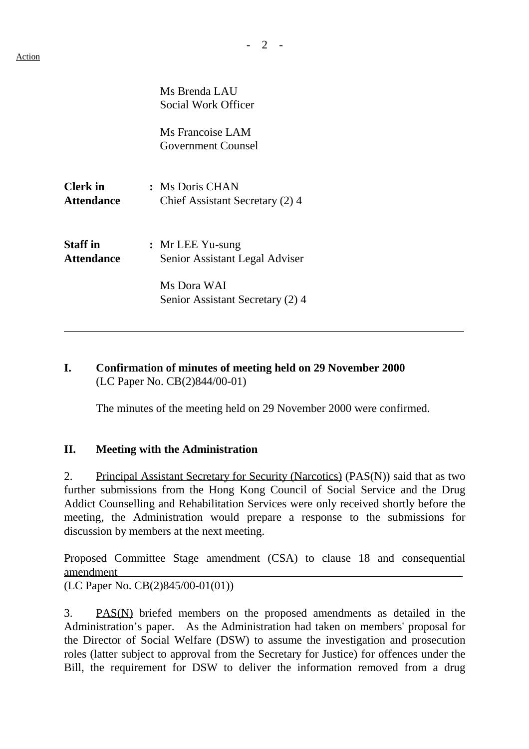Action

Ms Brenda LAU
Social Work Officer

Ms Francoise LAM
Government Counsel

**Clerk in Attendance** : Ms Doris CHAN
Chief Assistant Secretary (2) 4

**Staff in Attendance** : Mr LEE Yu-sung
Senior Assistant Legal Adviser

Ms Dora WAI
Senior Assistant Secretary (2) 4

---

## I. Confirmation of minutes of meeting held on 29 November 2000

(LC Paper No. CB(2)844/00-01)

The minutes of the meeting held on 29 November 2000 were confirmed.

## II. Meeting with the Administration

2. Principal Assistant Secretary for Security (Narcotics) (PAS(N)) said that as two further submissions from the Hong Kong Council of Social Service and the Drug Addict Counselling and Rehabilitation Services were only received shortly before the meeting, the Administration would prepare a response to the submissions for discussion by members at the next meeting.

Proposed Committee Stage amendment (CSA) to clause 18 and consequential amendment
(LC Paper No. CB(2)845/00-01(01))

3. PAS(N) briefed members on the proposed amendments as detailed in the Administration's paper. As the Administration had taken on members' proposal for the Director of Social Welfare (DSW) to assume the investigation and prosecution roles (latter subject to approval from the Secretary for Justice) for offences under the Bill, the requirement for DSW to deliver the information removed from a drug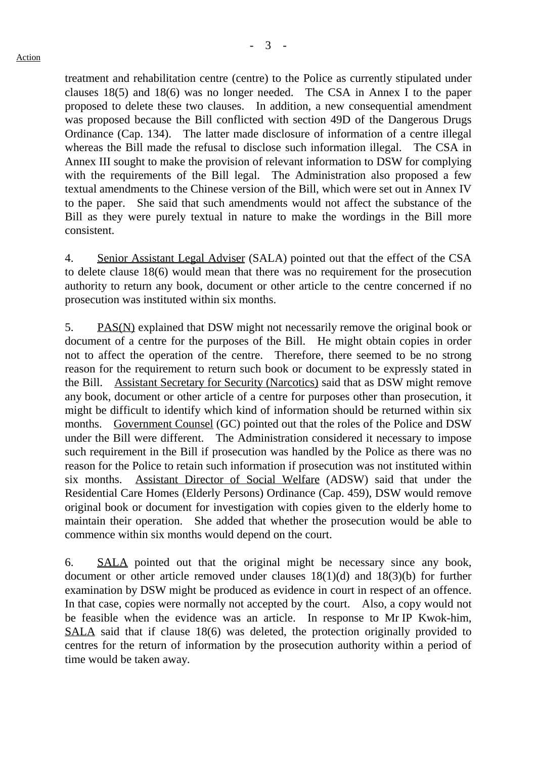treatment and rehabilitation centre (centre) to the Police as currently stipulated under clauses 18(5) and 18(6) was no longer needed. The CSA in Annex I to the paper proposed to delete these two clauses. In addition, a new consequential amendment was proposed because the Bill conflicted with section 49D of the Dangerous Drugs Ordinance (Cap. 134). The latter made disclosure of information of a centre illegal whereas the Bill made the refusal to disclose such information illegal. The CSA in Annex III sought to make the provision of relevant information to DSW for complying with the requirements of the Bill legal. The Administration also proposed a few textual amendments to the Chinese version of the Bill, which were set out in Annex IV to the paper. She said that such amendments would not affect the substance of the Bill as they were purely textual in nature to make the wordings in the Bill more consistent.

4. Senior Assistant Legal Adviser (SALA) pointed out that the effect of the CSA to delete clause 18(6) would mean that there was no requirement for the prosecution authority to return any book, document or other article to the centre concerned if no prosecution was instituted within six months.

5. PAS(N) explained that DSW might not necessarily remove the original book or document of a centre for the purposes of the Bill. He might obtain copies in order not to affect the operation of the centre. Therefore, there seemed to be no strong reason for the requirement to return such book or document to be expressly stated in the Bill. Assistant Secretary for Security (Narcotics) said that as DSW might remove any book, document or other article of a centre for purposes other than prosecution, it might be difficult to identify which kind of information should be returned within six months. Government Counsel (GC) pointed out that the roles of the Police and DSW under the Bill were different. The Administration considered it necessary to impose such requirement in the Bill if prosecution was handled by the Police as there was no reason for the Police to retain such information if prosecution was not instituted within six months. Assistant Director of Social Welfare (ADSW) said that under the Residential Care Homes (Elderly Persons) Ordinance (Cap. 459), DSW would remove original book or document for investigation with copies given to the elderly home to maintain their operation. She added that whether the prosecution would be able to commence within six months would depend on the court.

6. SALA pointed out that the original might be necessary since any book, document or other article removed under clauses 18(1)(d) and 18(3)(b) for further examination by DSW might be produced as evidence in court in respect of an offence. In that case, copies were normally not accepted by the court. Also, a copy would not be feasible when the evidence was an article. In response to Mr IP Kwok-him, SALA said that if clause 18(6) was deleted, the protection originally provided to centres for the return of information by the prosecution authority within a period of time would be taken away.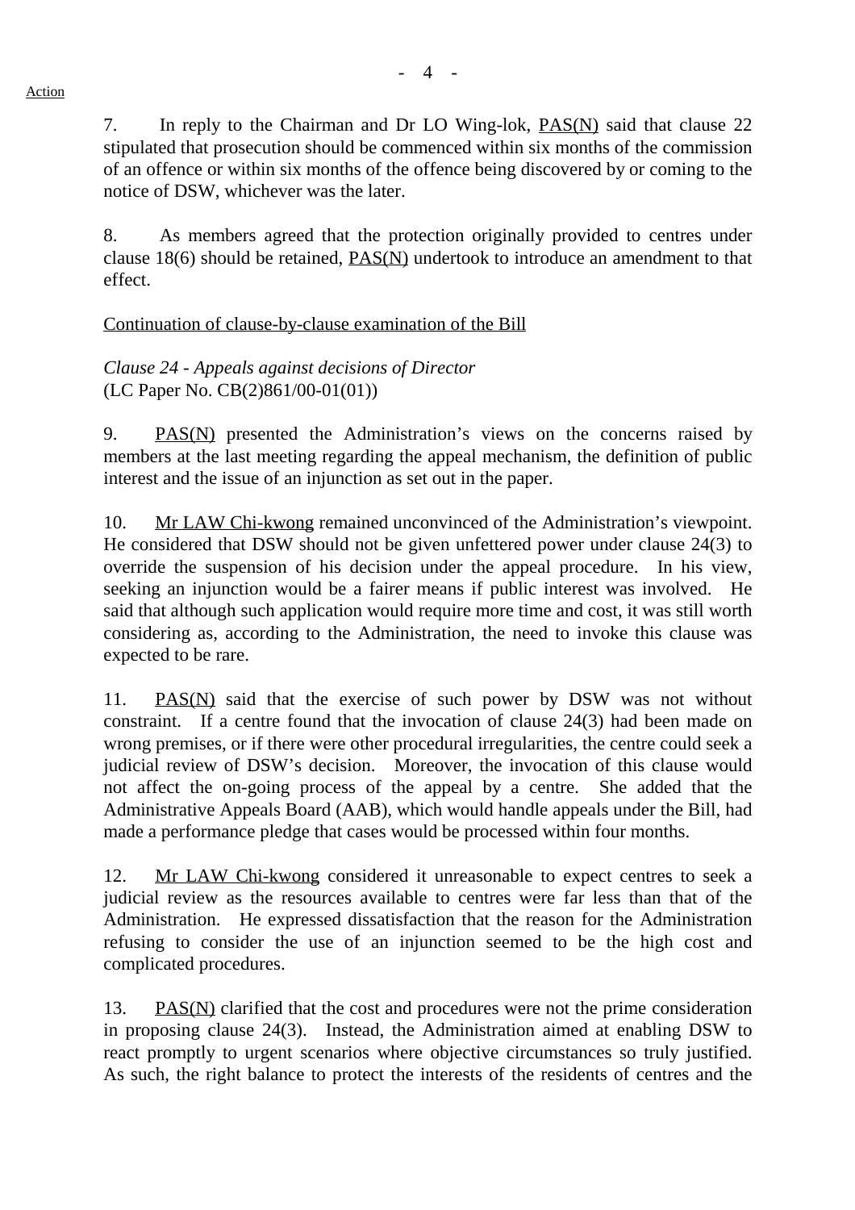Action

7. In reply to the Chairman and Dr LO Wing-lok, PAS(N) said that clause 22 stipulated that prosecution should be commenced within six months of the commission of an offence or within six months of the offence being discovered by or coming to the notice of DSW, whichever was the later.

8. As members agreed that the protection originally provided to centres under clause 18(6) should be retained, PAS(N) undertook to introduce an amendment to that effect.

Continuation of clause-by-clause examination of the Bill

*Clause 24 - Appeals against decisions of Director*
(LC Paper No. CB(2)861/00-01(01))

9. PAS(N) presented the Administration's views on the concerns raised by members at the last meeting regarding the appeal mechanism, the definition of public interest and the issue of an injunction as set out in the paper.

10. Mr LAW Chi-kwong remained unconvinced of the Administration's viewpoint. He considered that DSW should not be given unfettered power under clause 24(3) to override the suspension of his decision under the appeal procedure. In his view, seeking an injunction would be a fairer means if public interest was involved. He said that although such application would require more time and cost, it was still worth considering as, according to the Administration, the need to invoke this clause was expected to be rare.

11. PAS(N) said that the exercise of such power by DSW was not without constraint. If a centre found that the invocation of clause 24(3) had been made on wrong premises, or if there were other procedural irregularities, the centre could seek a judicial review of DSW's decision. Moreover, the invocation of this clause would not affect the on-going process of the appeal by a centre. She added that the Administrative Appeals Board (AAB), which would handle appeals under the Bill, had made a performance pledge that cases would be processed within four months.

12. Mr LAW Chi-kwong considered it unreasonable to expect centres to seek a judicial review as the resources available to centres were far less than that of the Administration. He expressed dissatisfaction that the reason for the Administration refusing to consider the use of an injunction seemed to be the high cost and complicated procedures.

13. PAS(N) clarified that the cost and procedures were not the prime consideration in proposing clause 24(3). Instead, the Administration aimed at enabling DSW to react promptly to urgent scenarios where objective circumstances so truly justified. As such, the right balance to protect the interests of the residents of centres and the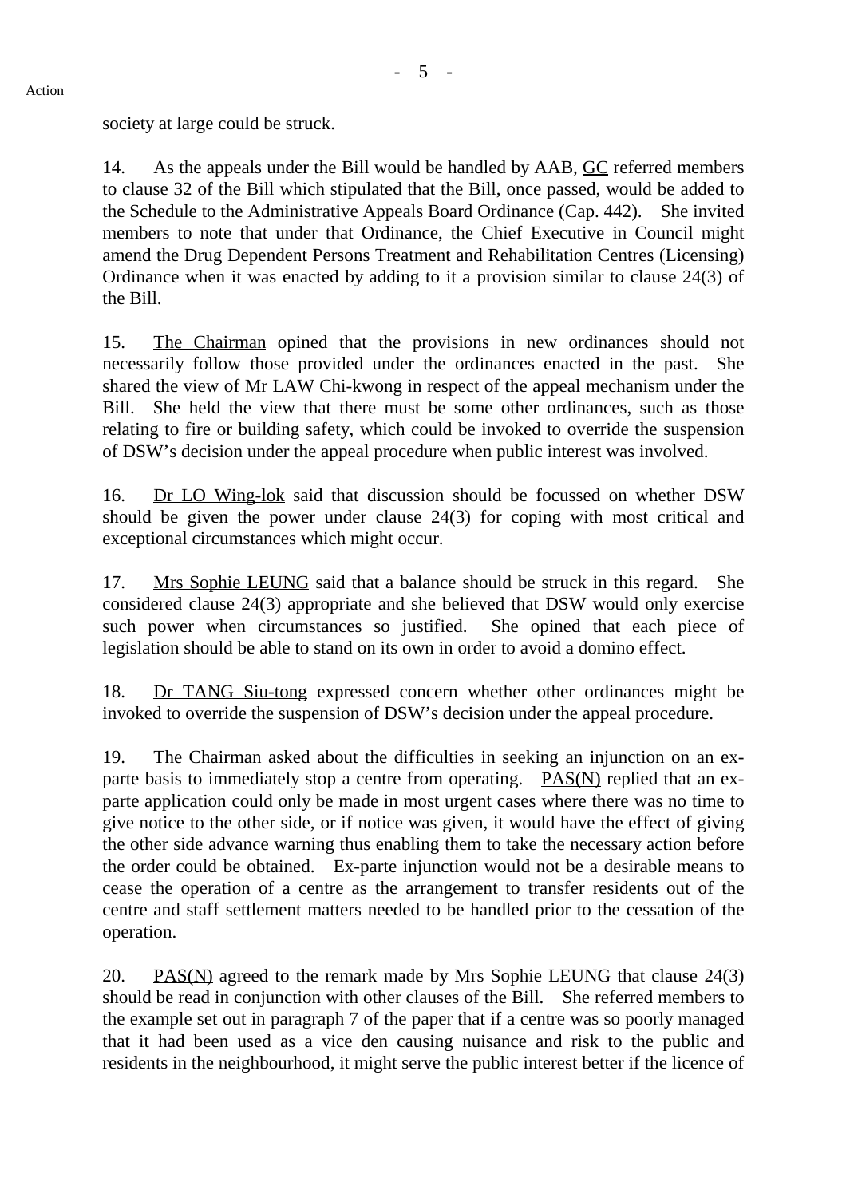society at large could be struck.

14. As the appeals under the Bill would be handled by AAB, GC referred members to clause 32 of the Bill which stipulated that the Bill, once passed, would be added to the Schedule to the Administrative Appeals Board Ordinance (Cap. 442). She invited members to note that under that Ordinance, the Chief Executive in Council might amend the Drug Dependent Persons Treatment and Rehabilitation Centres (Licensing) Ordinance when it was enacted by adding to it a provision similar to clause 24(3) of the Bill.

15. The Chairman opined that the provisions in new ordinances should not necessarily follow those provided under the ordinances enacted in the past. She shared the view of Mr LAW Chi-kwong in respect of the appeal mechanism under the Bill. She held the view that there must be some other ordinances, such as those relating to fire or building safety, which could be invoked to override the suspension of DSW's decision under the appeal procedure when public interest was involved.

16. Dr LO Wing-lok said that discussion should be focussed on whether DSW should be given the power under clause 24(3) for coping with most critical and exceptional circumstances which might occur.

17. Mrs Sophie LEUNG said that a balance should be struck in this regard. She considered clause 24(3) appropriate and she believed that DSW would only exercise such power when circumstances so justified. She opined that each piece of legislation should be able to stand on its own in order to avoid a domino effect.

18. Dr TANG Siu-tong expressed concern whether other ordinances might be invoked to override the suspension of DSW's decision under the appeal procedure.

19. The Chairman asked about the difficulties in seeking an injunction on an ex-parte basis to immediately stop a centre from operating. PAS(N) replied that an ex-parte application could only be made in most urgent cases where there was no time to give notice to the other side, or if notice was given, it would have the effect of giving the other side advance warning thus enabling them to take the necessary action before the order could be obtained. Ex-parte injunction would not be a desirable means to cease the operation of a centre as the arrangement to transfer residents out of the centre and staff settlement matters needed to be handled prior to the cessation of the operation.

20. PAS(N) agreed to the remark made by Mrs Sophie LEUNG that clause 24(3) should be read in conjunction with other clauses of the Bill. She referred members to the example set out in paragraph 7 of the paper that if a centre was so poorly managed that it had been used as a vice den causing nuisance and risk to the public and residents in the neighbourhood, it might serve the public interest better if the licence of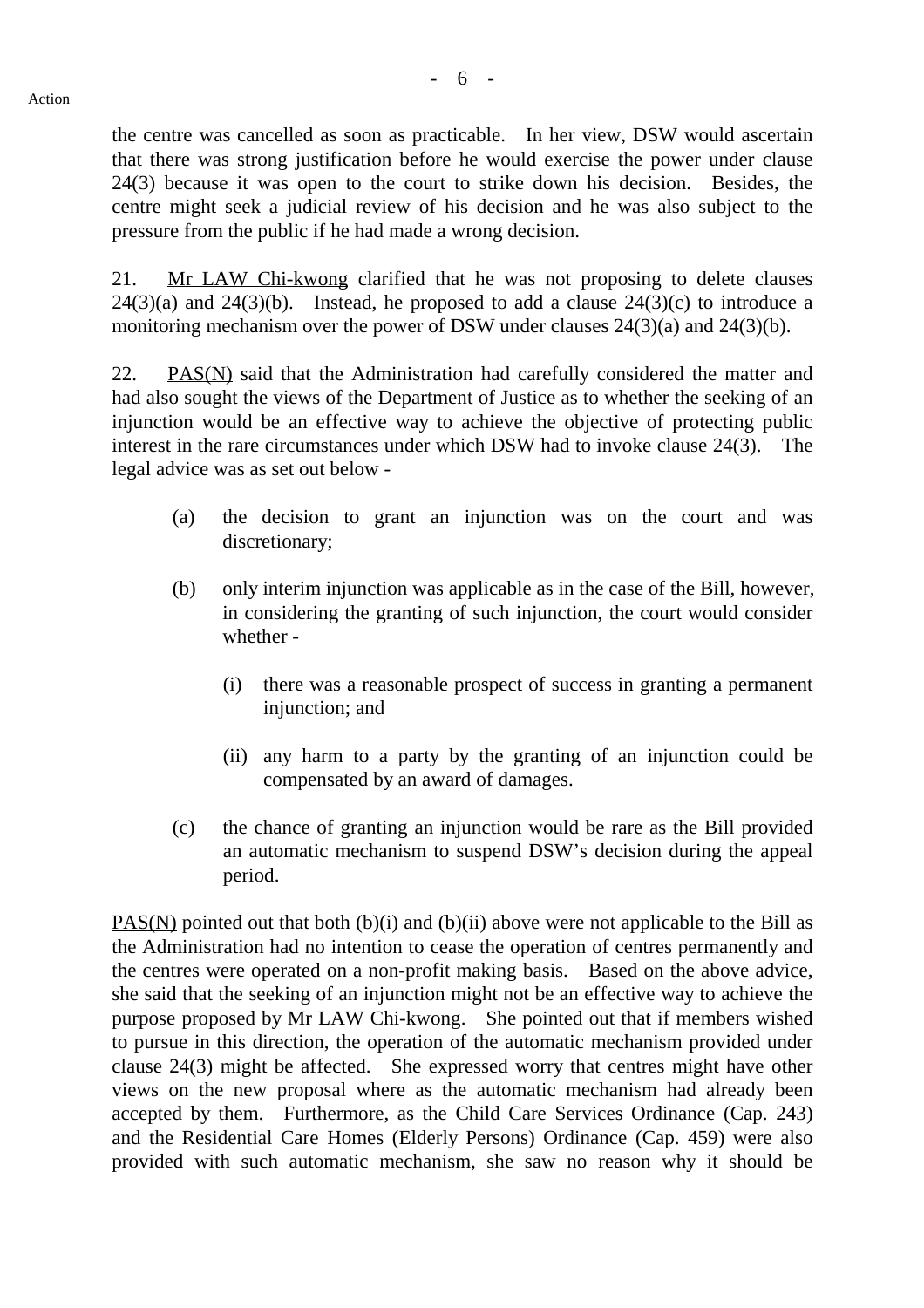the centre was cancelled as soon as practicable. In her view, DSW would ascertain that there was strong justification before he would exercise the power under clause 24(3) because it was open to the court to strike down his decision. Besides, the centre might seek a judicial review of his decision and he was also subject to the pressure from the public if he had made a wrong decision.

21. Mr LAW Chi-kwong clarified that he was not proposing to delete clauses 24(3)(a) and 24(3)(b). Instead, he proposed to add a clause 24(3)(c) to introduce a monitoring mechanism over the power of DSW under clauses 24(3)(a) and 24(3)(b).

22. PAS(N) said that the Administration had carefully considered the matter and had also sought the views of the Department of Justice as to whether the seeking of an injunction would be an effective way to achieve the objective of protecting public interest in the rare circumstances under which DSW had to invoke clause 24(3). The legal advice was as set out below -

(a) the decision to grant an injunction was on the court and was discretionary;

(b) only interim injunction was applicable as in the case of the Bill, however, in considering the granting of such injunction, the court would consider whether -

  (i) there was a reasonable prospect of success in granting a permanent injunction; and

  (ii) any harm to a party by the granting of an injunction could be compensated by an award of damages.

(c) the chance of granting an injunction would be rare as the Bill provided an automatic mechanism to suspend DSW's decision during the appeal period.

PAS(N) pointed out that both (b)(i) and (b)(ii) above were not applicable to the Bill as the Administration had no intention to cease the operation of centres permanently and the centres were operated on a non-profit making basis. Based on the above advice, she said that the seeking of an injunction might not be an effective way to achieve the purpose proposed by Mr LAW Chi-kwong. She pointed out that if members wished to pursue in this direction, the operation of the automatic mechanism provided under clause 24(3) might be affected. She expressed worry that centres might have other views on the new proposal where as the automatic mechanism had already been accepted by them. Furthermore, as the Child Care Services Ordinance (Cap. 243) and the Residential Care Homes (Elderly Persons) Ordinance (Cap. 459) were also provided with such automatic mechanism, she saw no reason why it should be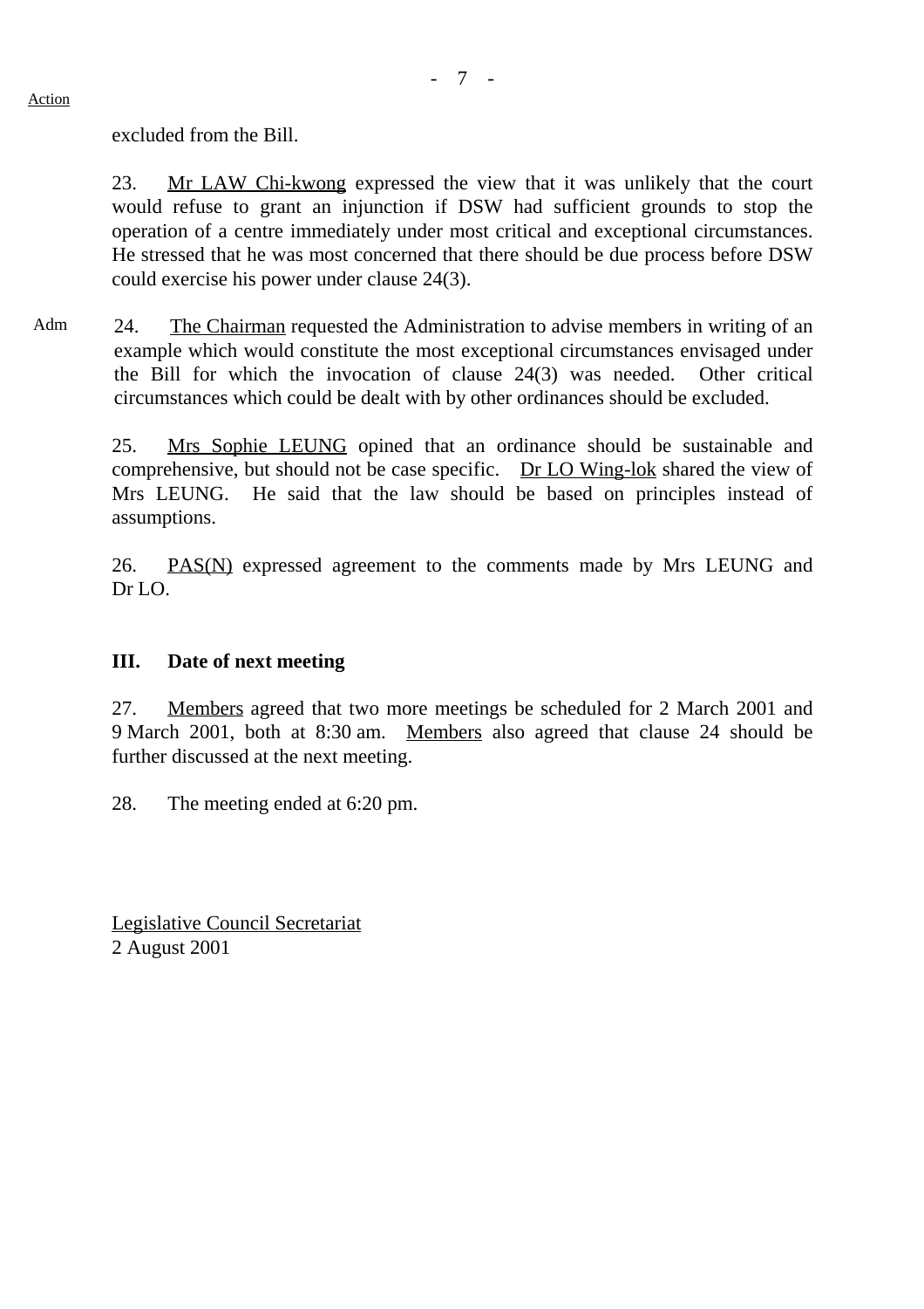Action

excluded from the Bill.

23. Mr LAW Chi-kwong expressed the view that it was unlikely that the court would refuse to grant an injunction if DSW had sufficient grounds to stop the operation of a centre immediately under most critical and exceptional circumstances. He stressed that he was most concerned that there should be due process before DSW could exercise his power under clause 24(3).

Adm

24. The Chairman requested the Administration to advise members in writing of an example which would constitute the most exceptional circumstances envisaged under the Bill for which the invocation of clause 24(3) was needed. Other critical circumstances which could be dealt with by other ordinances should be excluded.

25. Mrs Sophie LEUNG opined that an ordinance should be sustainable and comprehensive, but should not be case specific. Dr LO Wing-lok shared the view of Mrs LEUNG. He said that the law should be based on principles instead of assumptions.

26. PAS(N) expressed agreement to the comments made by Mrs LEUNG and Dr LO.

### III. Date of next meeting

27. Members agreed that two more meetings be scheduled for 2 March 2001 and 9 March 2001, both at 8:30 am. Members also agreed that clause 24 should be further discussed at the next meeting.

28. The meeting ended at 6:20 pm.

Legislative Council Secretariat
2 August 2001